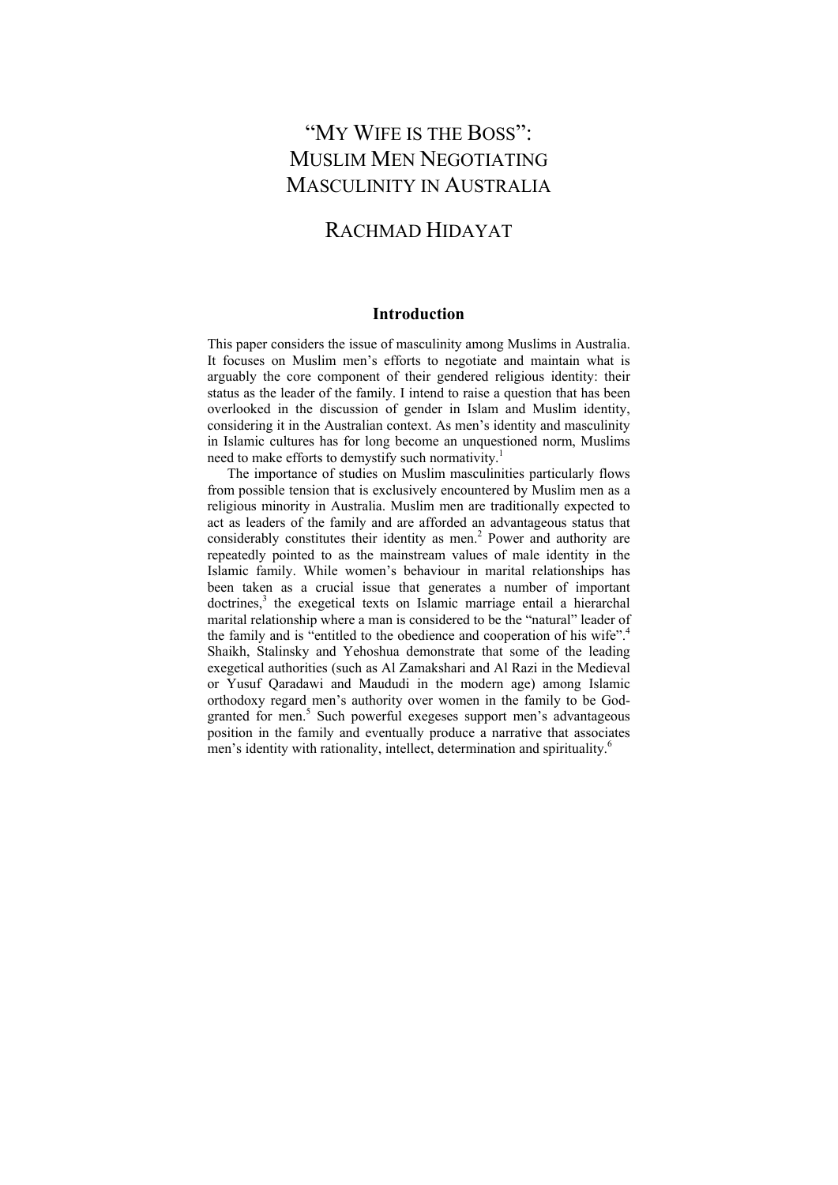# "My Wife is the Boss": Muslim Men Negotiating Masculinity in Australia

## Rachmad Hidayat

### Introduction

This paper considers the issue of masculinity among Muslims in Australia. It focuses on Muslim men's efforts to negotiate and maintain what is arguably the core component of their gendered religious identity: their status as the leader of the family. I intend to raise a question that has been overlooked in the discussion of gender in Islam and Muslim identity, considering it in the Australian context. As men's identity and masculinity in Islamic cultures has for long become an unquestioned norm, Muslims need to make efforts to demystify such normativity.[1]

The importance of studies on Muslim masculinities particularly flows from possible tension that is exclusively encountered by Muslim men as a religious minority in Australia. Muslim men are traditionally expected to act as leaders of the family and are afforded an advantageous status that considerably constitutes their identity as men.[2] Power and authority are repeatedly pointed to as the mainstream values of male identity in the Islamic family. While women's behaviour in marital relationships has been taken as a crucial issue that generates a number of important doctrines,[3] the exegetical texts on Islamic marriage entail a hierarchal marital relationship where a man is considered to be the "natural" leader of the family and is "entitled to the obedience and cooperation of his wife".[4] Shaikh, Stalinsky and Yehoshua demonstrate that some of the leading exegetical authorities (such as Al Zamakshari and Al Razi in the Medieval or Yusuf Qaradawi and Maududi in the modern age) among Islamic orthodoxy regard men's authority over women in the family to be God-granted for men.[5] Such powerful exegeses support men's advantageous position in the family and eventually produce a narrative that associates men's identity with rationality, intellect, determination and spirituality.[6]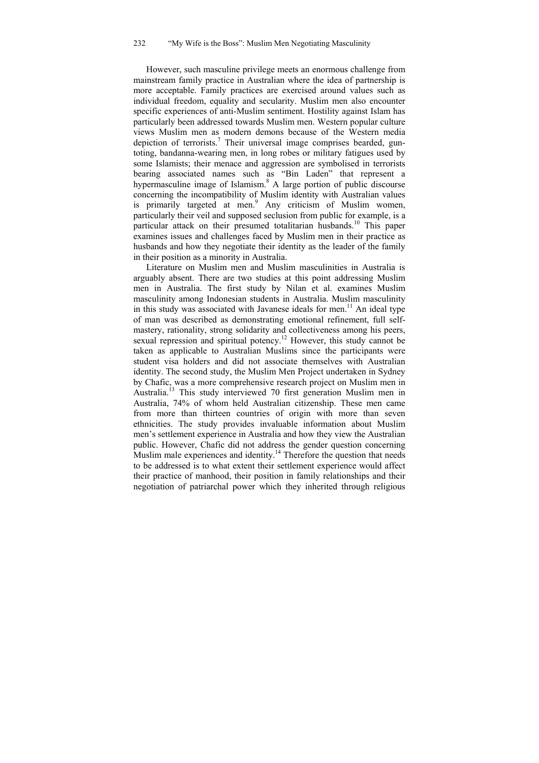However, such masculine privilege meets an enormous challenge from mainstream family practice in Australian where the idea of partnership is more acceptable. Family practices are exercised around values such as individual freedom, equality and secularity. Muslim men also encounter specific experiences of anti-Muslim sentiment. Hostility against Islam has particularly been addressed towards Muslim men. Western popular culture views Muslim men as modern demons because of the Western media depiction of terrorists.[7] Their universal image comprises bearded, gun-toting, bandanna-wearing men, in long robes or military fatigues used by some Islamists; their menace and aggression are symbolised in terrorists bearing associated names such as "Bin Laden" that represent a hypermasculine image of Islamism.[8] A large portion of public discourse concerning the incompatibility of Muslim identity with Australian values is primarily targeted at men.[9] Any criticism of Muslim women, particularly their veil and supposed seclusion from public for example, is a particular attack on their presumed totalitarian husbands.[10] This paper examines issues and challenges faced by Muslim men in their practice as husbands and how they negotiate their identity as the leader of the family in their position as a minority in Australia.

Literature on Muslim men and Muslim masculinities in Australia is arguably absent. There are two studies at this point addressing Muslim men in Australia. The first study by Nilan et al. examines Muslim masculinity among Indonesian students in Australia. Muslim masculinity in this study was associated with Javanese ideals for men.[11] An ideal type of man was described as demonstrating emotional refinement, full self-mastery, rationality, strong solidarity and collectiveness among his peers, sexual repression and spiritual potency.[12] However, this study cannot be taken as applicable to Australian Muslims since the participants were student visa holders and did not associate themselves with Australian identity. The second study, the Muslim Men Project undertaken in Sydney by Chafic, was a more comprehensive research project on Muslim men in Australia.[13] This study interviewed 70 first generation Muslim men in Australia, 74% of whom held Australian citizenship. These men came from more than thirteen countries of origin with more than seven ethnicities. The study provides invaluable information about Muslim men's settlement experience in Australia and how they view the Australian public. However, Chafic did not address the gender question concerning Muslim male experiences and identity.[14] Therefore the question that needs to be addressed is to what extent their settlement experience would affect their practice of manhood, their position in family relationships and their negotiation of patriarchal power which they inherited through religious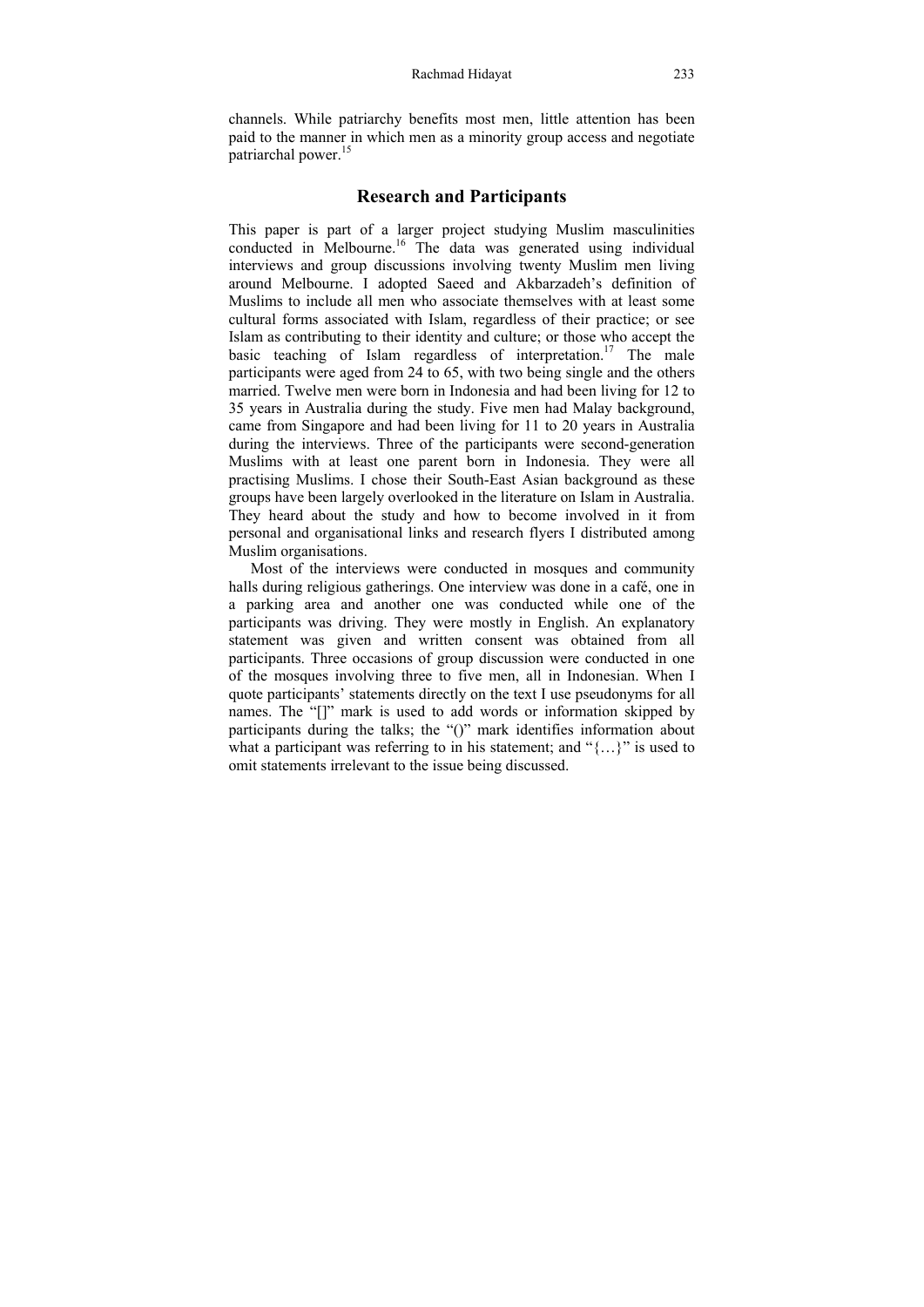channels. While patriarchy benefits most men, little attention has been paid to the manner in which men as a minority group access and negotiate patriarchal power.[15]

## Research and Participants

This paper is part of a larger project studying Muslim masculinities conducted in Melbourne.[16] The data was generated using individual interviews and group discussions involving twenty Muslim men living around Melbourne. I adopted Saeed and Akbarzadeh's definition of Muslims to include all men who associate themselves with at least some cultural forms associated with Islam, regardless of their practice; or see Islam as contributing to their identity and culture; or those who accept the basic teaching of Islam regardless of interpretation.[17] The male participants were aged from 24 to 65, with two being single and the others married. Twelve men were born in Indonesia and had been living for 12 to 35 years in Australia during the study. Five men had Malay background, came from Singapore and had been living for 11 to 20 years in Australia during the interviews. Three of the participants were second-generation Muslims with at least one parent born in Indonesia. They were all practising Muslims. I chose their South-East Asian background as these groups have been largely overlooked in the literature on Islam in Australia. They heard about the study and how to become involved in it from personal and organisational links and research flyers I distributed among Muslim organisations.

Most of the interviews were conducted in mosques and community halls during religious gatherings. One interview was done in a café, one in a parking area and another one was conducted while one of the participants was driving. They were mostly in English. An explanatory statement was given and written consent was obtained from all participants. Three occasions of group discussion were conducted in one of the mosques involving three to five men, all in Indonesian. When I quote participants' statements directly on the text I use pseudonyms for all names. The "[]" mark is used to add words or information skipped by participants during the talks; the "()" mark identifies information about what a participant was referring to in his statement; and "{…}" is used to omit statements irrelevant to the issue being discussed.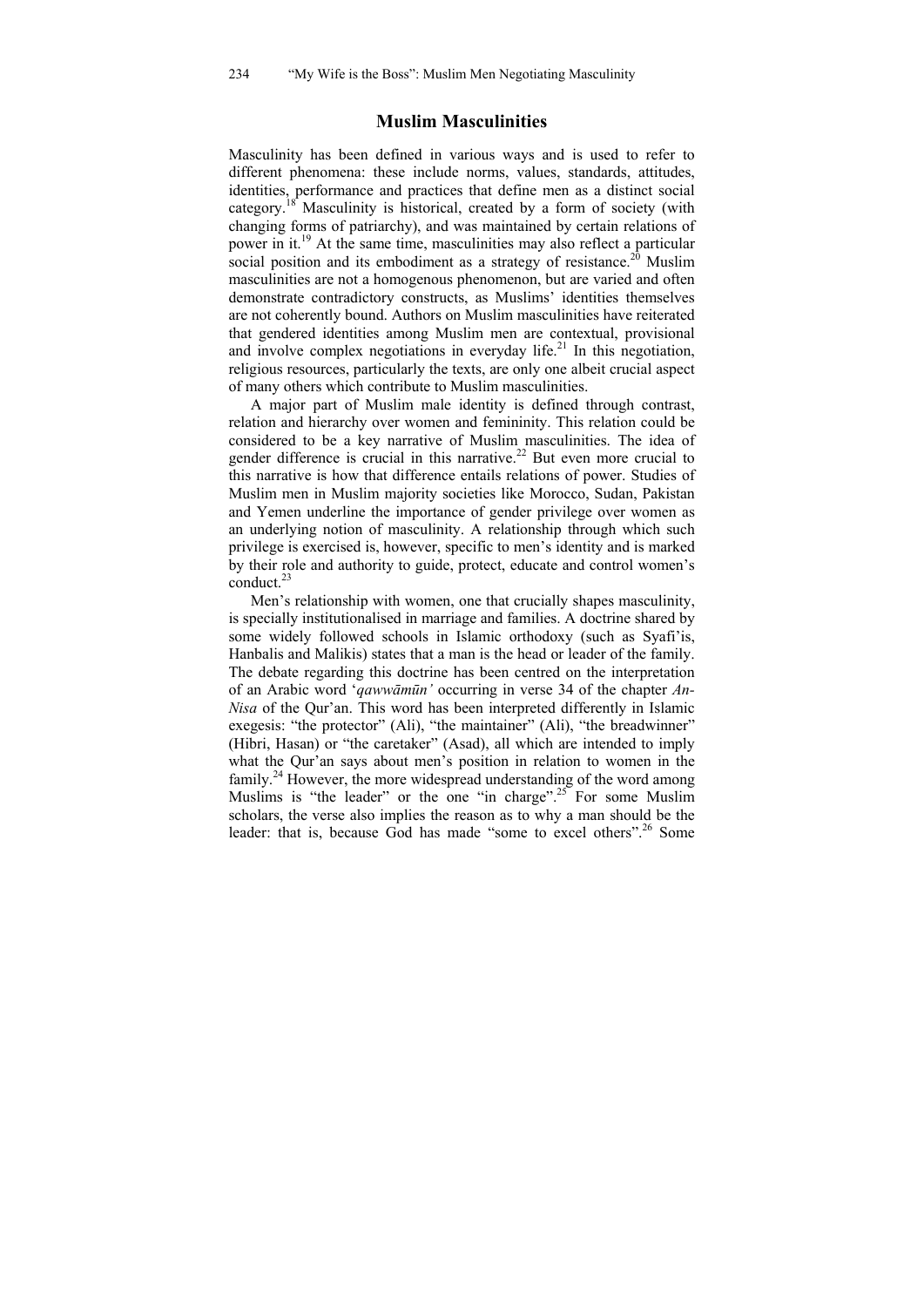## Muslim Masculinities

Masculinity has been defined in various ways and is used to refer to different phenomena: these include norms, values, standards, attitudes, identities, performance and practices that define men as a distinct social category.[18] Masculinity is historical, created by a form of society (with changing forms of patriarchy), and was maintained by certain relations of power in it.[19] At the same time, masculinities may also reflect a particular social position and its embodiment as a strategy of resistance.[20] Muslim masculinities are not a homogenous phenomenon, but are varied and often demonstrate contradictory constructs, as Muslims' identities themselves are not coherently bound. Authors on Muslim masculinities have reiterated that gendered identities among Muslim men are contextual, provisional and involve complex negotiations in everyday life.[21] In this negotiation, religious resources, particularly the texts, are only one albeit crucial aspect of many others which contribute to Muslim masculinities.

A major part of Muslim male identity is defined through contrast, relation and hierarchy over women and femininity. This relation could be considered to be a key narrative of Muslim masculinities. The idea of gender difference is crucial in this narrative.[22] But even more crucial to this narrative is how that difference entails relations of power. Studies of Muslim men in Muslim majority societies like Morocco, Sudan, Pakistan and Yemen underline the importance of gender privilege over women as an underlying notion of masculinity. A relationship through which such privilege is exercised is, however, specific to men's identity and is marked by their role and authority to guide, protect, educate and control women's conduct.[23]

Men's relationship with women, one that crucially shapes masculinity, is specially institutionalised in marriage and families. A doctrine shared by some widely followed schools in Islamic orthodoxy (such as Syafi'is, Hanbalis and Malikis) states that a man is the head or leader of the family. The debate regarding this doctrine has been centred on the interpretation of an Arabic word '*qawwāmūn'* occurring in verse 34 of the chapter *An-Nisa* of the Qur'an. This word has been interpreted differently in Islamic exegesis: "the protector" (Ali), "the maintainer" (Ali), "the breadwinner" (Hibri, Hasan) or "the caretaker" (Asad), all which are intended to imply what the Qur'an says about men's position in relation to women in the family.[24] However, the more widespread understanding of the word among Muslims is "the leader" or the one "in charge".[25] For some Muslim scholars, the verse also implies the reason as to why a man should be the leader: that is, because God has made "some to excel others".[26] Some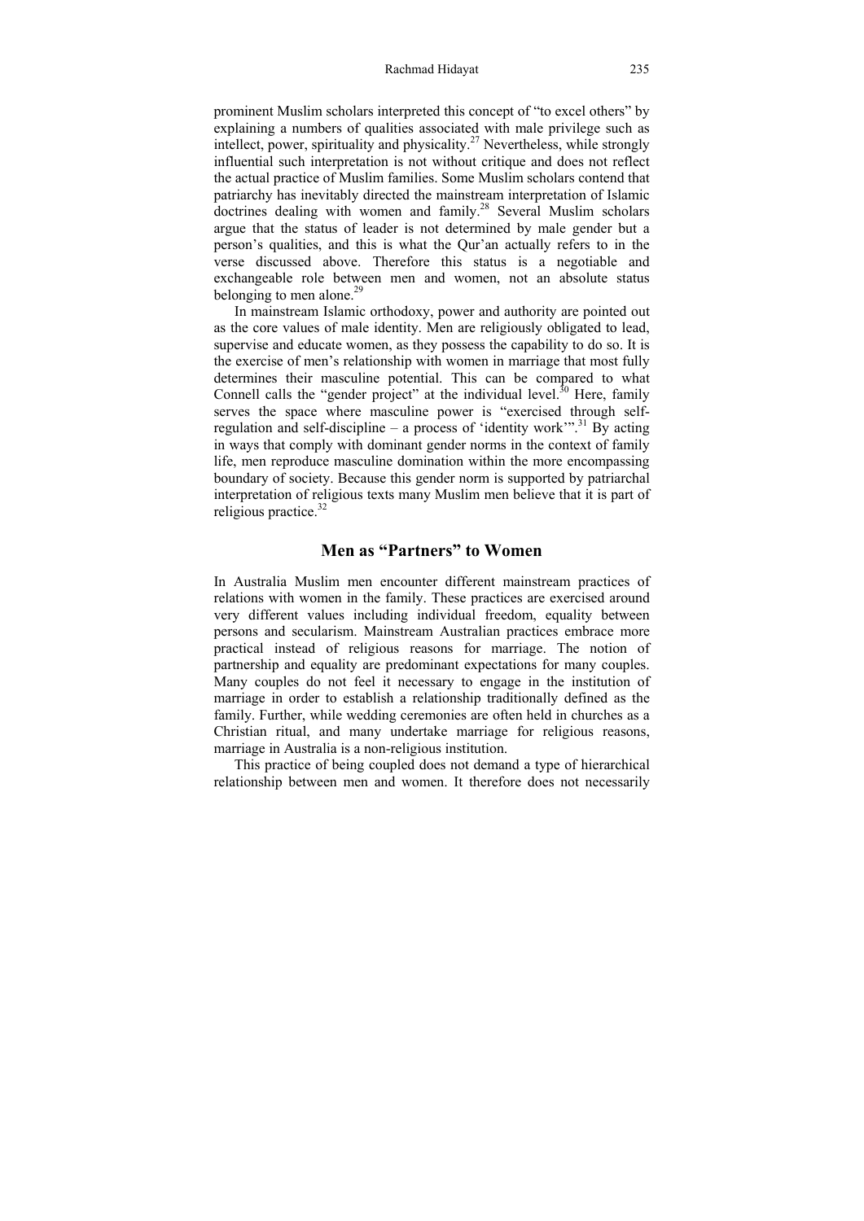prominent Muslim scholars interpreted this concept of "to excel others" by explaining a numbers of qualities associated with male privilege such as intellect, power, spirituality and physicality.[27] Nevertheless, while strongly influential such interpretation is not without critique and does not reflect the actual practice of Muslim families. Some Muslim scholars contend that patriarchy has inevitably directed the mainstream interpretation of Islamic doctrines dealing with women and family.[28] Several Muslim scholars argue that the status of leader is not determined by male gender but a person's qualities, and this is what the Qur'an actually refers to in the verse discussed above. Therefore this status is a negotiable and exchangeable role between men and women, not an absolute status belonging to men alone.[29]

In mainstream Islamic orthodoxy, power and authority are pointed out as the core values of male identity. Men are religiously obligated to lead, supervise and educate women, as they possess the capability to do so. It is the exercise of men's relationship with women in marriage that most fully determines their masculine potential. This can be compared to what Connell calls the "gender project" at the individual level.[30] Here, family serves the space where masculine power is "exercised through self-regulation and self-discipline – a process of 'identity work'".[31] By acting in ways that comply with dominant gender norms in the context of family life, men reproduce masculine domination within the more encompassing boundary of society. Because this gender norm is supported by patriarchal interpretation of religious texts many Muslim men believe that it is part of religious practice.[32]

## Men as "Partners" to Women

In Australia Muslim men encounter different mainstream practices of relations with women in the family. These practices are exercised around very different values including individual freedom, equality between persons and secularism. Mainstream Australian practices embrace more practical instead of religious reasons for marriage. The notion of partnership and equality are predominant expectations for many couples. Many couples do not feel it necessary to engage in the institution of marriage in order to establish a relationship traditionally defined as the family. Further, while wedding ceremonies are often held in churches as a Christian ritual, and many undertake marriage for religious reasons, marriage in Australia is a non-religious institution.

This practice of being coupled does not demand a type of hierarchical relationship between men and women. It therefore does not necessarily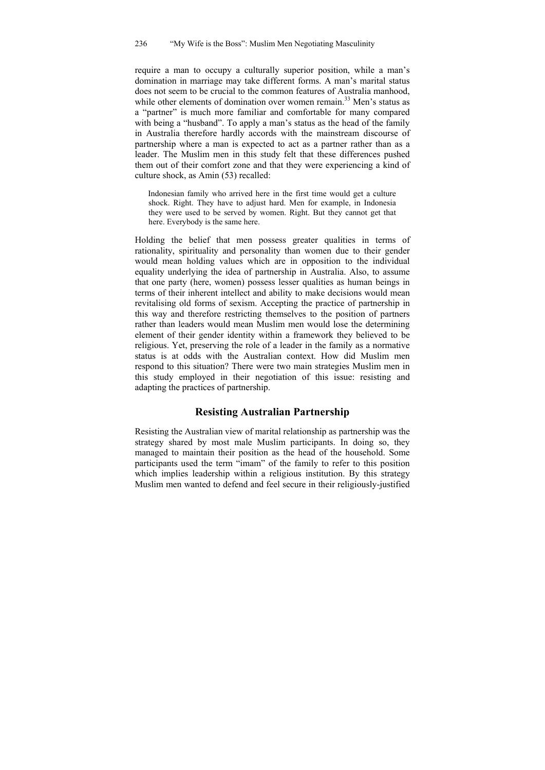require a man to occupy a culturally superior position, while a man's domination in marriage may take different forms. A man's marital status does not seem to be crucial to the common features of Australia manhood, while other elements of domination over women remain.[33] Men's status as a "partner" is much more familiar and comfortable for many compared with being a "husband". To apply a man's status as the head of the family in Australia therefore hardly accords with the mainstream discourse of partnership where a man is expected to act as a partner rather than as a leader. The Muslim men in this study felt that these differences pushed them out of their comfort zone and that they were experiencing a kind of culture shock, as Amin (53) recalled:

> Indonesian family who arrived here in the first time would get a culture shock. Right. They have to adjust hard. Men for example, in Indonesia they were used to be served by women. Right. But they cannot get that here. Everybody is the same here.

Holding the belief that men possess greater qualities in terms of rationality, spirituality and personality than women due to their gender would mean holding values which are in opposition to the individual equality underlying the idea of partnership in Australia. Also, to assume that one party (here, women) possess lesser qualities as human beings in terms of their inherent intellect and ability to make decisions would mean revitalising old forms of sexism. Accepting the practice of partnership in this way and therefore restricting themselves to the position of partners rather than leaders would mean Muslim men would lose the determining element of their gender identity within a framework they believed to be religious. Yet, preserving the role of a leader in the family as a normative status is at odds with the Australian context. How did Muslim men respond to this situation? There were two main strategies Muslim men in this study employed in their negotiation of this issue: resisting and adapting the practices of partnership.

## Resisting Australian Partnership

Resisting the Australian view of marital relationship as partnership was the strategy shared by most male Muslim participants. In doing so, they managed to maintain their position as the head of the household. Some participants used the term "imam" of the family to refer to this position which implies leadership within a religious institution. By this strategy Muslim men wanted to defend and feel secure in their religiously-justified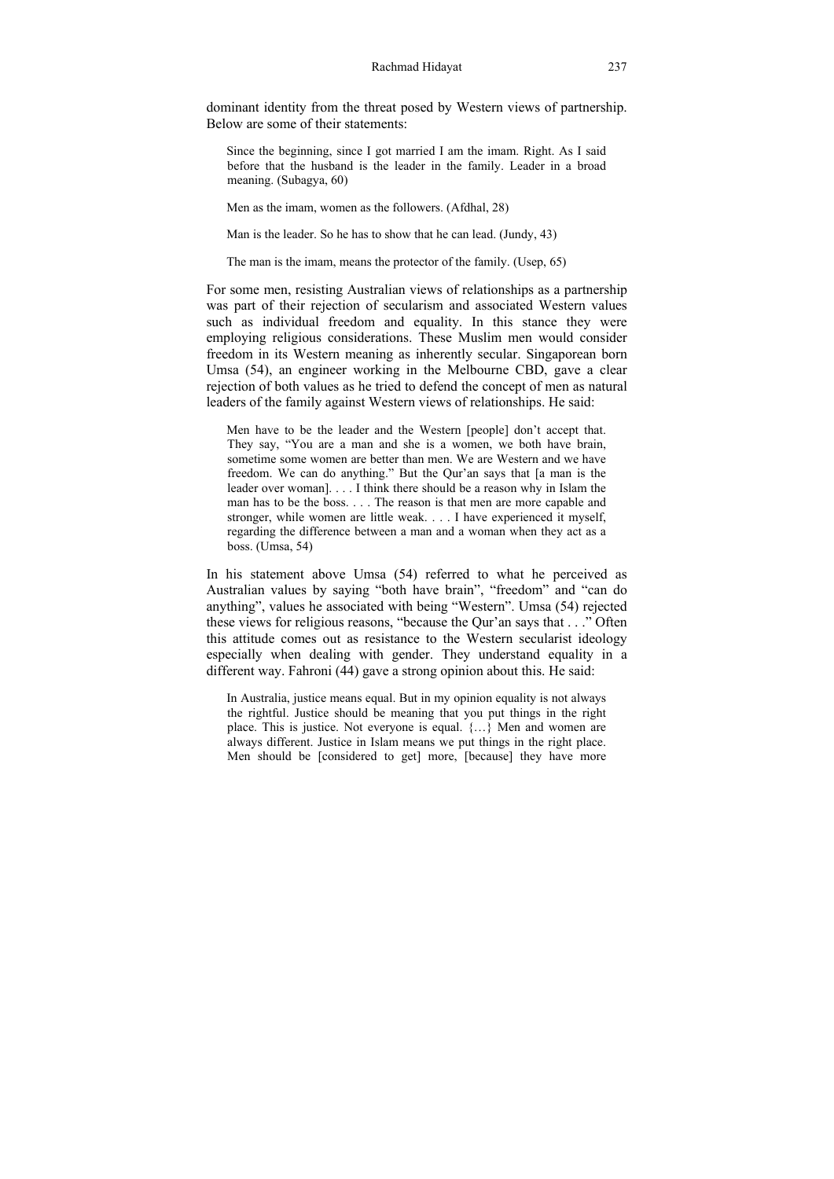dominant identity from the threat posed by Western views of partnership. Below are some of their statements:

> Since the beginning, since I got married I am the imam. Right. As I said before that the husband is the leader in the family. Leader in a broad meaning. (Subagya, 60)

> Men as the imam, women as the followers. (Afdhal, 28)

> Man is the leader. So he has to show that he can lead. (Jundy, 43)

> The man is the imam, means the protector of the family. (Usep, 65)

For some men, resisting Australian views of relationships as a partnership was part of their rejection of secularism and associated Western values such as individual freedom and equality. In this stance they were employing religious considerations. These Muslim men would consider freedom in its Western meaning as inherently secular. Singaporean born Umsa (54), an engineer working in the Melbourne CBD, gave a clear rejection of both values as he tried to defend the concept of men as natural leaders of the family against Western views of relationships. He said:

> Men have to be the leader and the Western [people] don't accept that. They say, "You are a man and she is a women, we both have brain, sometime some women are better than men. We are Western and we have freedom. We can do anything." But the Qur'an says that [a man is the leader over woman]. . . . I think there should be a reason why in Islam the man has to be the boss. . . . The reason is that men are more capable and stronger, while women are little weak. . . . I have experienced it myself, regarding the difference between a man and a woman when they act as a boss. (Umsa, 54)

In his statement above Umsa (54) referred to what he perceived as Australian values by saying "both have brain", "freedom" and "can do anything", values he associated with being "Western". Umsa (54) rejected these views for religious reasons, "because the Qur'an says that . . ." Often this attitude comes out as resistance to the Western secularist ideology especially when dealing with gender. They understand equality in a different way. Fahroni (44) gave a strong opinion about this. He said:

> In Australia, justice means equal. But in my opinion equality is not always the rightful. Justice should be meaning that you put things in the right place. This is justice. Not everyone is equal. {…} Men and women are always different. Justice in Islam means we put things in the right place. Men should be [considered to get] more, [because] they have more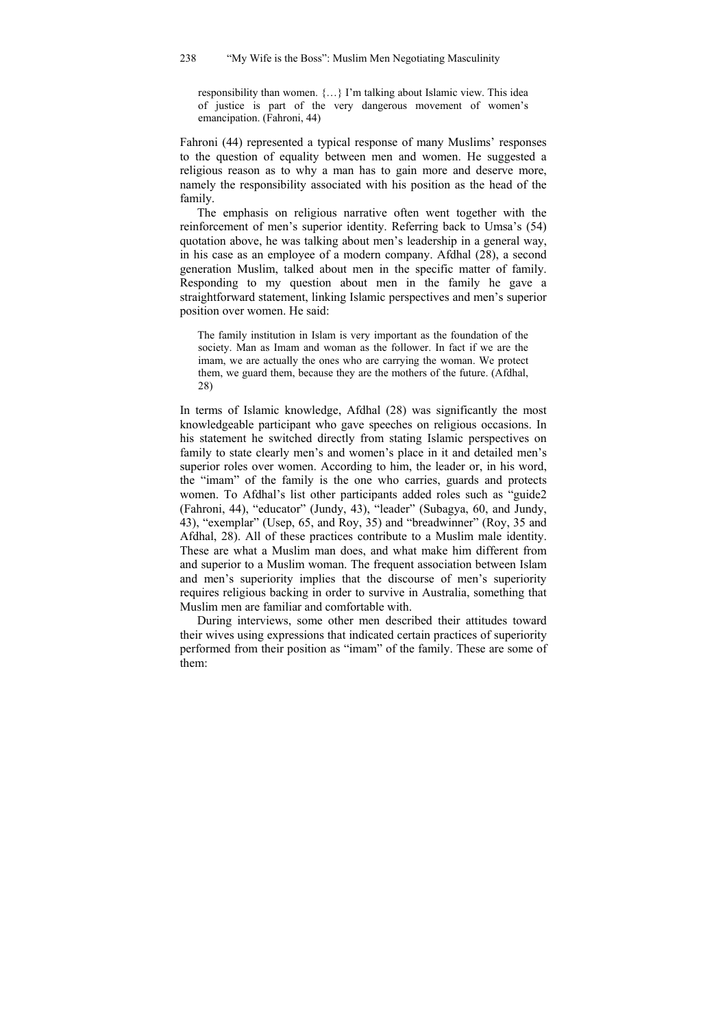> responsibility than women. {…} I'm talking about Islamic view. This idea of justice is part of the very dangerous movement of women's emancipation. (Fahroni, 44)

Fahroni (44) represented a typical response of many Muslims' responses to the question of equality between men and women. He suggested a religious reason as to why a man has to gain more and deserve more, namely the responsibility associated with his position as the head of the family.

The emphasis on religious narrative often went together with the reinforcement of men's superior identity. Referring back to Umsa's (54) quotation above, he was talking about men's leadership in a general way, in his case as an employee of a modern company. Afdhal (28), a second generation Muslim, talked about men in the specific matter of family. Responding to my question about men in the family he gave a straightforward statement, linking Islamic perspectives and men's superior position over women. He said:

> The family institution in Islam is very important as the foundation of the society. Man as Imam and woman as the follower. In fact if we are the imam, we are actually the ones who are carrying the woman. We protect them, we guard them, because they are the mothers of the future. (Afdhal, 28)

In terms of Islamic knowledge, Afdhal (28) was significantly the most knowledgeable participant who gave speeches on religious occasions. In his statement he switched directly from stating Islamic perspectives on family to state clearly men's and women's place in it and detailed men's superior roles over women. According to him, the leader or, in his word, the "imam" of the family is the one who carries, guards and protects women. To Afdhal's list other participants added roles such as "guide2 (Fahroni, 44), "educator" (Jundy, 43), "leader" (Subagya, 60, and Jundy, 43), "exemplar" (Usep, 65, and Roy, 35) and "breadwinner" (Roy, 35 and Afdhal, 28). All of these practices contribute to a Muslim male identity. These are what a Muslim man does, and what make him different from and superior to a Muslim woman. The frequent association between Islam and men's superiority implies that the discourse of men's superiority requires religious backing in order to survive in Australia, something that Muslim men are familiar and comfortable with.

During interviews, some other men described their attitudes toward their wives using expressions that indicated certain practices of superiority performed from their position as "imam" of the family. These are some of them: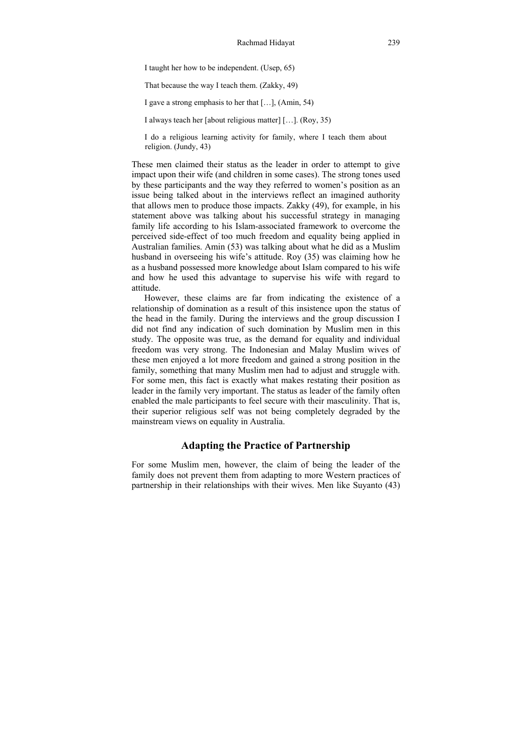> I taught her how to be independent. (Usep, 65)
>
> That because the way I teach them. (Zakky, 49)
>
> I gave a strong emphasis to her that […], (Amin, 54)
>
> I always teach her [about religious matter] […]. (Roy, 35)
>
> I do a religious learning activity for family, where I teach them about religion. (Jundy, 43)

These men claimed their status as the leader in order to attempt to give impact upon their wife (and children in some cases). The strong tones used by these participants and the way they referred to women's position as an issue being talked about in the interviews reflect an imagined authority that allows men to produce those impacts. Zakky (49), for example, in his statement above was talking about his successful strategy in managing family life according to his Islam-associated framework to overcome the perceived side-effect of too much freedom and equality being applied in Australian families. Amin (53) was talking about what he did as a Muslim husband in overseeing his wife's attitude. Roy (35) was claiming how he as a husband possessed more knowledge about Islam compared to his wife and how he used this advantage to supervise his wife with regard to attitude.

However, these claims are far from indicating the existence of a relationship of domination as a result of this insistence upon the status of the head in the family. During the interviews and the group discussion I did not find any indication of such domination by Muslim men in this study. The opposite was true, as the demand for equality and individual freedom was very strong. The Indonesian and Malay Muslim wives of these men enjoyed a lot more freedom and gained a strong position in the family, something that many Muslim men had to adjust and struggle with. For some men, this fact is exactly what makes restating their position as leader in the family very important. The status as leader of the family often enabled the male participants to feel secure with their masculinity. That is, their superior religious self was not being completely degraded by the mainstream views on equality in Australia.

## Adapting the Practice of Partnership

For some Muslim men, however, the claim of being the leader of the family does not prevent them from adapting to more Western practices of partnership in their relationships with their wives. Men like Suyanto (43)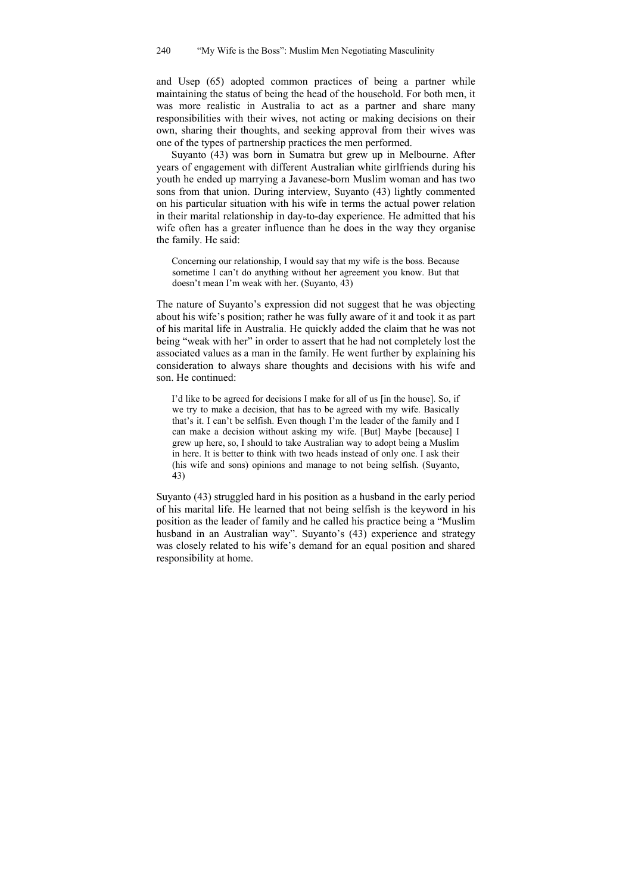and Usep (65) adopted common practices of being a partner while maintaining the status of being the head of the household. For both men, it was more realistic in Australia to act as a partner and share many responsibilities with their wives, not acting or making decisions on their own, sharing their thoughts, and seeking approval from their wives was one of the types of partnership practices the men performed.

Suyanto (43) was born in Sumatra but grew up in Melbourne. After years of engagement with different Australian white girlfriends during his youth he ended up marrying a Javanese-born Muslim woman and has two sons from that union. During interview, Suyanto (43) lightly commented on his particular situation with his wife in terms the actual power relation in their marital relationship in day-to-day experience. He admitted that his wife often has a greater influence than he does in the way they organise the family. He said:

> Concerning our relationship, I would say that my wife is the boss. Because sometime I can't do anything without her agreement you know. But that doesn't mean I'm weak with her. (Suyanto, 43)

The nature of Suyanto's expression did not suggest that he was objecting about his wife's position; rather he was fully aware of it and took it as part of his marital life in Australia. He quickly added the claim that he was not being "weak with her" in order to assert that he had not completely lost the associated values as a man in the family. He went further by explaining his consideration to always share thoughts and decisions with his wife and son. He continued:

> I'd like to be agreed for decisions I make for all of us [in the house]. So, if we try to make a decision, that has to be agreed with my wife. Basically that's it. I can't be selfish. Even though I'm the leader of the family and I can make a decision without asking my wife. [But] Maybe [because] I grew up here, so, I should to take Australian way to adopt being a Muslim in here. It is better to think with two heads instead of only one. I ask their (his wife and sons) opinions and manage to not being selfish. (Suyanto, 43)

Suyanto (43) struggled hard in his position as a husband in the early period of his marital life. He learned that not being selfish is the keyword in his position as the leader of family and he called his practice being a "Muslim husband in an Australian way". Suyanto's (43) experience and strategy was closely related to his wife's demand for an equal position and shared responsibility at home.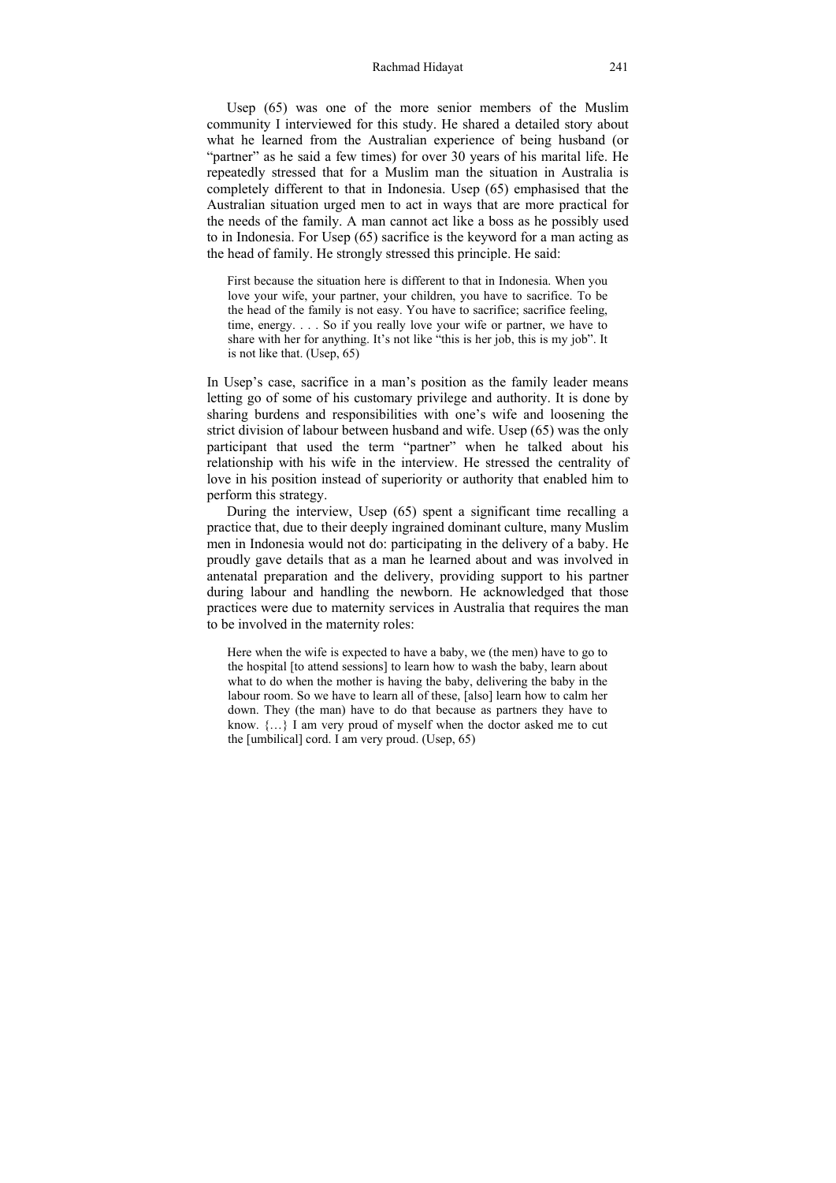Usep (65) was one of the more senior members of the Muslim community I interviewed for this study. He shared a detailed story about what he learned from the Australian experience of being husband (or "partner" as he said a few times) for over 30 years of his marital life. He repeatedly stressed that for a Muslim man the situation in Australia is completely different to that in Indonesia. Usep (65) emphasised that the Australian situation urged men to act in ways that are more practical for the needs of the family. A man cannot act like a boss as he possibly used to in Indonesia. For Usep (65) sacrifice is the keyword for a man acting as the head of family. He strongly stressed this principle. He said:

> First because the situation here is different to that in Indonesia. When you love your wife, your partner, your children, you have to sacrifice. To be the head of the family is not easy. You have to sacrifice; sacrifice feeling, time, energy. . . . So if you really love your wife or partner, we have to share with her for anything. It's not like "this is her job, this is my job". It is not like that. (Usep, 65)

In Usep's case, sacrifice in a man's position as the family leader means letting go of some of his customary privilege and authority. It is done by sharing burdens and responsibilities with one's wife and loosening the strict division of labour between husband and wife. Usep (65) was the only participant that used the term "partner" when he talked about his relationship with his wife in the interview. He stressed the centrality of love in his position instead of superiority or authority that enabled him to perform this strategy.

During the interview, Usep (65) spent a significant time recalling a practice that, due to their deeply ingrained dominant culture, many Muslim men in Indonesia would not do: participating in the delivery of a baby. He proudly gave details that as a man he learned about and was involved in antenatal preparation and the delivery, providing support to his partner during labour and handling the newborn. He acknowledged that those practices were due to maternity services in Australia that requires the man to be involved in the maternity roles:

> Here when the wife is expected to have a baby, we (the men) have to go to the hospital [to attend sessions] to learn how to wash the baby, learn about what to do when the mother is having the baby, delivering the baby in the labour room. So we have to learn all of these, [also] learn how to calm her down. They (the man) have to do that because as partners they have to know. {…} I am very proud of myself when the doctor asked me to cut the [umbilical] cord. I am very proud. (Usep, 65)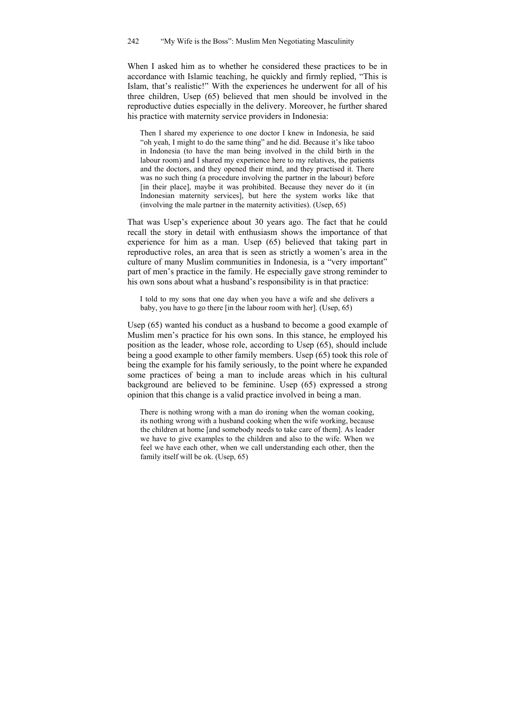When I asked him as to whether he considered these practices to be in accordance with Islamic teaching, he quickly and firmly replied, "This is Islam, that's realistic!" With the experiences he underwent for all of his three children, Usep (65) believed that men should be involved in the reproductive duties especially in the delivery. Moreover, he further shared his practice with maternity service providers in Indonesia:

> Then I shared my experience to one doctor I knew in Indonesia, he said "oh yeah, I might to do the same thing" and he did. Because it's like taboo in Indonesia (to have the man being involved in the child birth in the labour room) and I shared my experience here to my relatives, the patients and the doctors, and they opened their mind, and they practised it. There was no such thing (a procedure involving the partner in the labour) before [in their place], maybe it was prohibited. Because they never do it (in Indonesian maternity services], but here the system works like that (involving the male partner in the maternity activities). (Usep, 65)

That was Usep's experience about 30 years ago. The fact that he could recall the story in detail with enthusiasm shows the importance of that experience for him as a man. Usep (65) believed that taking part in reproductive roles, an area that is seen as strictly a women's area in the culture of many Muslim communities in Indonesia, is a "very important" part of men's practice in the family. He especially gave strong reminder to his own sons about what a husband's responsibility is in that practice:

> I told to my sons that one day when you have a wife and she delivers a baby, you have to go there [in the labour room with her]. (Usep, 65)

Usep (65) wanted his conduct as a husband to become a good example of Muslim men's practice for his own sons. In this stance, he employed his position as the leader, whose role, according to Usep (65), should include being a good example to other family members. Usep (65) took this role of being the example for his family seriously, to the point where he expanded some practices of being a man to include areas which in his cultural background are believed to be feminine. Usep (65) expressed a strong opinion that this change is a valid practice involved in being a man.

> There is nothing wrong with a man do ironing when the woman cooking, its nothing wrong with a husband cooking when the wife working, because the children at home [and somebody needs to take care of them]. As leader we have to give examples to the children and also to the wife. When we feel we have each other, when we call understanding each other, then the family itself will be ok. (Usep, 65)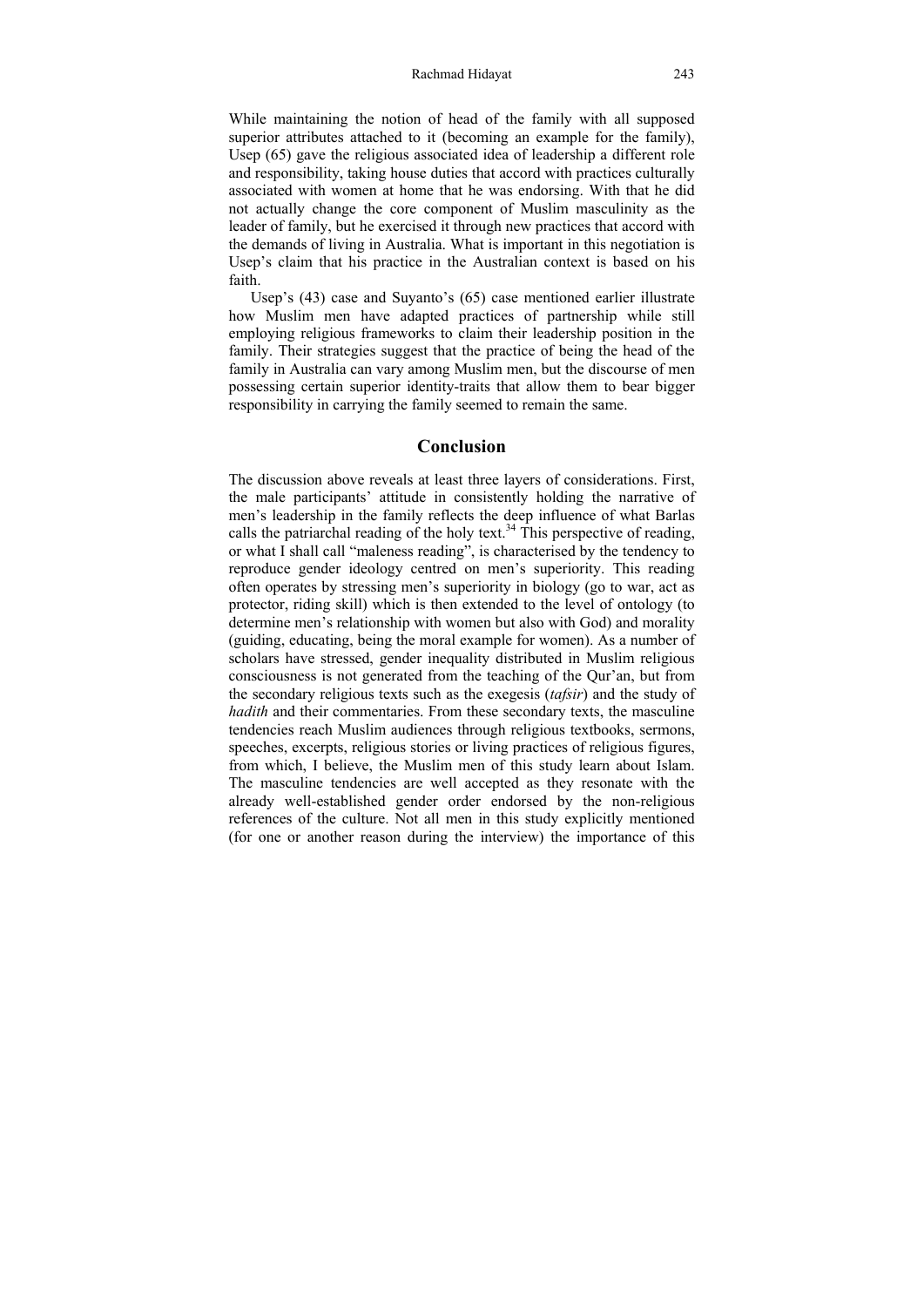While maintaining the notion of head of the family with all supposed superior attributes attached to it (becoming an example for the family), Usep (65) gave the religious associated idea of leadership a different role and responsibility, taking house duties that accord with practices culturally associated with women at home that he was endorsing. With that he did not actually change the core component of Muslim masculinity as the leader of family, but he exercised it through new practices that accord with the demands of living in Australia. What is important in this negotiation is Usep's claim that his practice in the Australian context is based on his faith.

Usep's (43) case and Suyanto's (65) case mentioned earlier illustrate how Muslim men have adapted practices of partnership while still employing religious frameworks to claim their leadership position in the family. Their strategies suggest that the practice of being the head of the family in Australia can vary among Muslim men, but the discourse of men possessing certain superior identity-traits that allow them to bear bigger responsibility in carrying the family seemed to remain the same.

## Conclusion

The discussion above reveals at least three layers of considerations. First, the male participants' attitude in consistently holding the narrative of men's leadership in the family reflects the deep influence of what Barlas calls the patriarchal reading of the holy text.[34] This perspective of reading, or what I shall call "maleness reading", is characterised by the tendency to reproduce gender ideology centred on men's superiority. This reading often operates by stressing men's superiority in biology (go to war, act as protector, riding skill) which is then extended to the level of ontology (to determine men's relationship with women but also with God) and morality (guiding, educating, being the moral example for women). As a number of scholars have stressed, gender inequality distributed in Muslim religious consciousness is not generated from the teaching of the Qur'an, but from the secondary religious texts such as the exegesis (*tafsir*) and the study of *hadith* and their commentaries. From these secondary texts, the masculine tendencies reach Muslim audiences through religious textbooks, sermons, speeches, excerpts, religious stories or living practices of religious figures, from which, I believe, the Muslim men of this study learn about Islam. The masculine tendencies are well accepted as they resonate with the already well-established gender order endorsed by the non-religious references of the culture. Not all men in this study explicitly mentioned (for one or another reason during the interview) the importance of this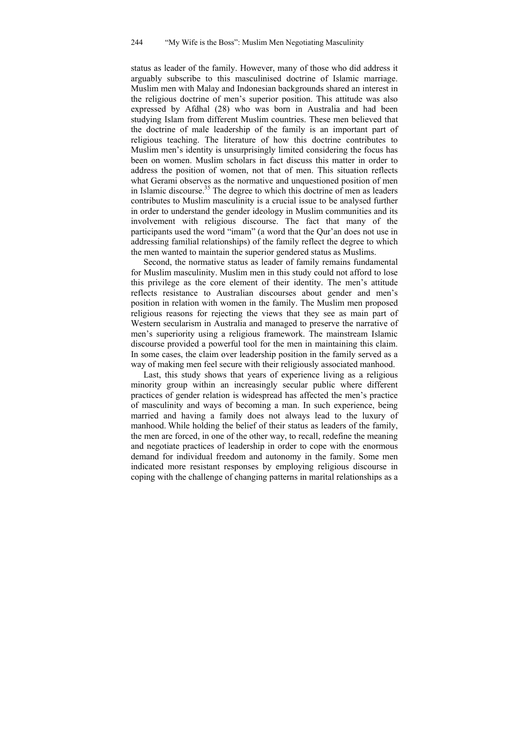status as leader of the family. However, many of those who did address it arguably subscribe to this masculinised doctrine of Islamic marriage. Muslim men with Malay and Indonesian backgrounds shared an interest in the religious doctrine of men's superior position. This attitude was also expressed by Afdhal (28) who was born in Australia and had been studying Islam from different Muslim countries. These men believed that the doctrine of male leadership of the family is an important part of religious teaching. The literature of how this doctrine contributes to Muslim men's identity is unsurprisingly limited considering the focus has been on women. Muslim scholars in fact discuss this matter in order to address the position of women, not that of men. This situation reflects what Gerami observes as the normative and unquestioned position of men in Islamic discourse.[35] The degree to which this doctrine of men as leaders contributes to Muslim masculinity is a crucial issue to be analysed further in order to understand the gender ideology in Muslim communities and its involvement with religious discourse. The fact that many of the participants used the word "imam" (a word that the Qur'an does not use in addressing familial relationships) of the family reflect the degree to which the men wanted to maintain the superior gendered status as Muslims.

Second, the normative status as leader of family remains fundamental for Muslim masculinity. Muslim men in this study could not afford to lose this privilege as the core element of their identity. The men's attitude reflects resistance to Australian discourses about gender and men's position in relation with women in the family. The Muslim men proposed religious reasons for rejecting the views that they see as main part of Western secularism in Australia and managed to preserve the narrative of men's superiority using a religious framework. The mainstream Islamic discourse provided a powerful tool for the men in maintaining this claim. In some cases, the claim over leadership position in the family served as a way of making men feel secure with their religiously associated manhood.

Last, this study shows that years of experience living as a religious minority group within an increasingly secular public where different practices of gender relation is widespread has affected the men's practice of masculinity and ways of becoming a man. In such experience, being married and having a family does not always lead to the luxury of manhood. While holding the belief of their status as leaders of the family, the men are forced, in one of the other way, to recall, redefine the meaning and negotiate practices of leadership in order to cope with the enormous demand for individual freedom and autonomy in the family. Some men indicated more resistant responses by employing religious discourse in coping with the challenge of changing patterns in marital relationships as a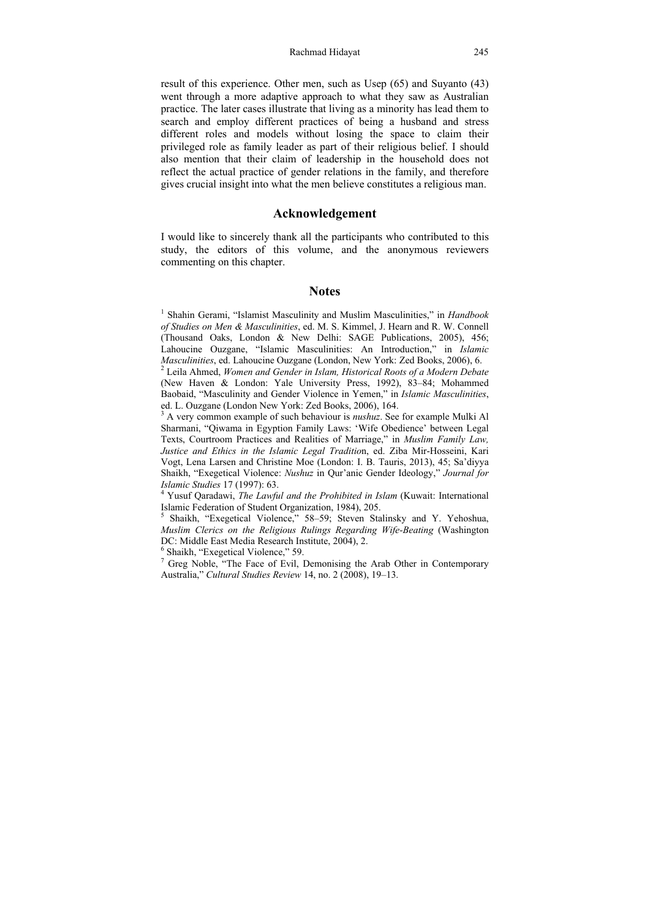result of this experience. Other men, such as Usep (65) and Suyanto (43) went through a more adaptive approach to what they saw as Australian practice. The later cases illustrate that living as a minority has lead them to search and employ different practices of being a husband and stress different roles and models without losing the space to claim their privileged role as family leader as part of their religious belief. I should also mention that their claim of leadership in the household does not reflect the actual practice of gender relations in the family, and therefore gives crucial insight into what the men believe constitutes a religious man.

## Acknowledgement

I would like to sincerely thank all the participants who contributed to this study, the editors of this volume, and the anonymous reviewers commenting on this chapter.

## Notes

[1] Shahin Gerami, "Islamist Masculinity and Muslim Masculinities," in *Handbook of Studies on Men & Masculinities*, ed. M. S. Kimmel, J. Hearn and R. W. Connell (Thousand Oaks, London & New Delhi: SAGE Publications, 2005), 456; Lahoucine Ouzgane, "Islamic Masculinities: An Introduction," in *Islamic Masculinities*, ed. Lahoucine Ouzgane (London, New York: Zed Books, 2006), 6.

[2] Leila Ahmed, *Women and Gender in Islam, Historical Roots of a Modern Debate* (New Haven & London: Yale University Press, 1992), 83–84; Mohammed Baobaid, "Masculinity and Gender Violence in Yemen," in *Islamic Masculinities*, ed. L. Ouzgane (London New York: Zed Books, 2006), 164.

[3] A very common example of such behaviour is *nushuz*. See for example Mulki Al Sharmani, "Qiwama in Egyption Family Laws: 'Wife Obedience' between Legal Texts, Courtroom Practices and Realities of Marriage," in *Muslim Family Law, Justice and Ethics in the Islamic Legal Traditio*n, ed. Ziba Mir-Hosseini, Kari Vogt, Lena Larsen and Christine Moe (London: I. B. Tauris, 2013), 45; Sa'diyya Shaikh, "Exegetical Violence: *Nushuz* in Qur'anic Gender Ideology," *Journal for Islamic Studies* 17 (1997): 63.

[4] Yusuf Qaradawi, *The Lawful and the Prohibited in Islam* (Kuwait: International Islamic Federation of Student Organization, 1984), 205.

[5] Shaikh, "Exegetical Violence," 58–59; Steven Stalinsky and Y. Yehoshua, *Muslim Clerics on the Religious Rulings Regarding Wife-Beating* (Washington DC: Middle East Media Research Institute, 2004), 2.

[6] Shaikh, "Exegetical Violence," 59.

[7] Greg Noble, "The Face of Evil, Demonising the Arab Other in Contemporary Australia," *Cultural Studies Review* 14, no. 2 (2008), 19–13.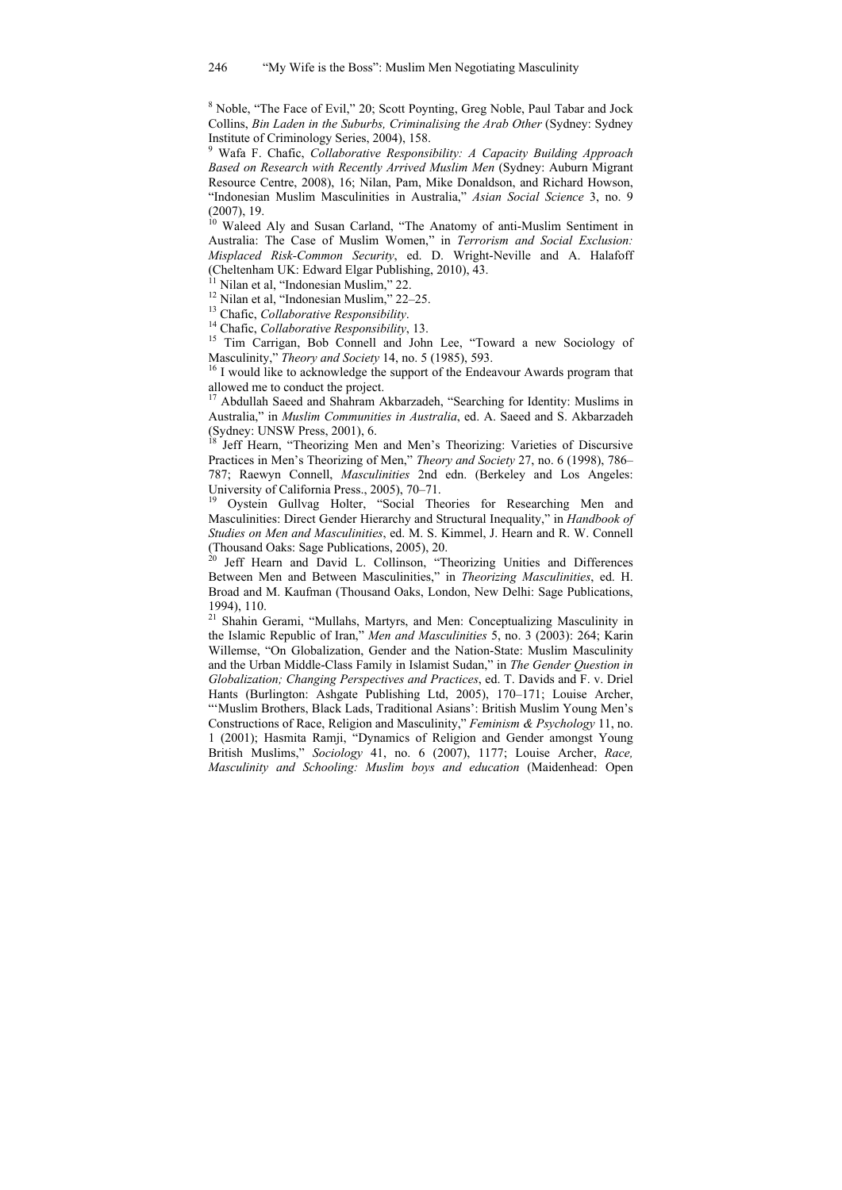[8] Noble, "The Face of Evil," 20; Scott Poynting, Greg Noble, Paul Tabar and Jock Collins, *Bin Laden in the Suburbs, Criminalising the Arab Other* (Sydney: Sydney Institute of Criminology Series, 2004), 158.

[9] Wafa F. Chafic, *Collaborative Responsibility: A Capacity Building Approach Based on Research with Recently Arrived Muslim Men* (Sydney: Auburn Migrant Resource Centre, 2008), 16; Nilan, Pam, Mike Donaldson, and Richard Howson, "Indonesian Muslim Masculinities in Australia," *Asian Social Science* 3, no. 9 (2007), 19.

[10] Waleed Aly and Susan Carland, "The Anatomy of anti-Muslim Sentiment in Australia: The Case of Muslim Women," in *Terrorism and Social Exclusion: Misplaced Risk-Common Security*, ed. D. Wright-Neville and A. Halafoff (Cheltenham UK: Edward Elgar Publishing, 2010), 43.

[11] Nilan et al, "Indonesian Muslim," 22.

[12] Nilan et al, "Indonesian Muslim," 22–25.

[13] Chafic, *Collaborative Responsibility*.

[14] Chafic, *Collaborative Responsibility*, 13.

[15] Tim Carrigan, Bob Connell and John Lee, "Toward a new Sociology of Masculinity," *Theory and Society* 14, no. 5 (1985), 593.

[16] I would like to acknowledge the support of the Endeavour Awards program that allowed me to conduct the project.

[17] Abdullah Saeed and Shahram Akbarzadeh, "Searching for Identity: Muslims in Australia," in *Muslim Communities in Australia*, ed. A. Saeed and S. Akbarzadeh (Sydney: UNSW Press, 2001), 6.

[18] Jeff Hearn, "Theorizing Men and Men's Theorizing: Varieties of Discursive Practices in Men's Theorizing of Men," *Theory and Society* 27, no. 6 (1998), 786–787; Raewyn Connell, *Masculinities* 2nd edn. (Berkeley and Los Angeles: University of California Press., 2005), 70–71.

[19] Oystein Gullvag Holter, "Social Theories for Researching Men and Masculinities: Direct Gender Hierarchy and Structural Inequality," in *Handbook of Studies on Men and Masculinities*, ed. M. S. Kimmel, J. Hearn and R. W. Connell (Thousand Oaks: Sage Publications, 2005), 20.

[20] Jeff Hearn and David L. Collinson, "Theorizing Unities and Differences Between Men and Between Masculinities," in *Theorizing Masculinities*, ed. H. Broad and M. Kaufman (Thousand Oaks, London, New Delhi: Sage Publications, 1994), 110.

[21] Shahin Gerami, "Mullahs, Martyrs, and Men: Conceptualizing Masculinity in the Islamic Republic of Iran," *Men and Masculinities* 5, no. 3 (2003): 264; Karin Willemse, "On Globalization, Gender and the Nation-State: Muslim Masculinity and the Urban Middle-Class Family in Islamist Sudan," in *The Gender Question in Globalization; Changing Perspectives and Practices*, ed. T. Davids and F. v. Driel Hants (Burlington: Ashgate Publishing Ltd, 2005), 170–171; Louise Archer, "'Muslim Brothers, Black Lads, Traditional Asians': British Muslim Young Men's Constructions of Race, Religion and Masculinity," *Feminism & Psychology* 11, no. 1 (2001); Hasmita Ramji, "Dynamics of Religion and Gender amongst Young British Muslims," *Sociology* 41, no. 6 (2007), 1177; Louise Archer, *Race, Masculinity and Schooling: Muslim boys and education* (Maidenhead: Open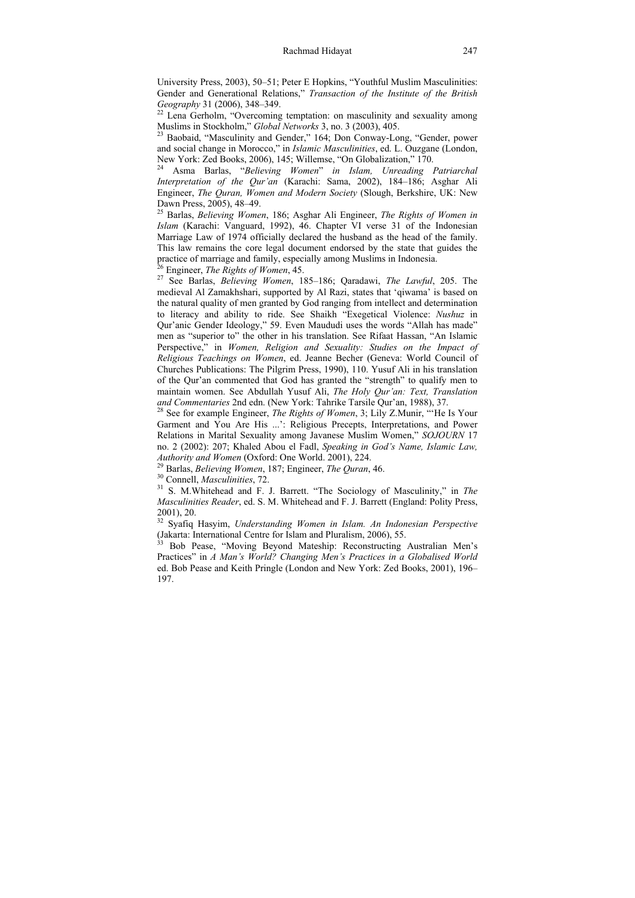University Press, 2003), 50–51; Peter E Hopkins, "Youthful Muslim Masculinities: Gender and Generational Relations," *Transaction of the Institute of the British Geography* 31 (2006), 348–349.

[22] Lena Gerholm, "Overcoming temptation: on masculinity and sexuality among Muslims in Stockholm," *Global Networks* 3, no. 3 (2003), 405.

[23] Baobaid, "Masculinity and Gender," 164; Don Conway-Long, "Gender, power and social change in Morocco," in *Islamic Masculinities*, ed. L. Ouzgane (London, New York: Zed Books, 2006), 145; Willemse, "On Globalization," 170.

[24] Asma Barlas, "*Believing Women*" *in Islam, Unreading Patriarchal Interpretation of the Qur'an* (Karachi: Sama, 2002), 184–186; Asghar Ali Engineer, *The Quran, Women and Modern Society* (Slough, Berkshire, UK: New Dawn Press, 2005), 48–49.

[25] Barlas, *Believing Women*, 186; Asghar Ali Engineer, *The Rights of Women in Islam* (Karachi: Vanguard, 1992), 46. Chapter VI verse 31 of the Indonesian Marriage Law of 1974 officially declared the husband as the head of the family. This law remains the core legal document endorsed by the state that guides the practice of marriage and family, especially among Muslims in Indonesia.

[26] Engineer, *The Rights of Women*, 45.

[27] See Barlas, *Believing Women*, 185–186; Qaradawi, *The Lawful*, 205. The medieval Al Zamakhshari, supported by Al Razi, states that 'qiwama' is based on the natural quality of men granted by God ranging from intellect and determination to literacy and ability to ride. See Shaikh "Exegetical Violence: *Nushuz* in Qur'anic Gender Ideology," 59. Even Maududi uses the words "Allah has made" men as "superior to" the other in his translation. See Rifaat Hassan, "An Islamic Perspective," in *Women, Religion and Sexuality: Studies on the Impact of Religious Teachings on Women*, ed. Jeanne Becher (Geneva: World Council of Churches Publications: The Pilgrim Press, 1990), 110. Yusuf Ali in his translation of the Qur'an commented that God has granted the "strength" to qualify men to maintain women. See Abdullah Yusuf Ali, *The Holy Qur'an: Text, Translation and Commentaries* 2nd edn. (New York: Tahrike Tarsile Qur'an, 1988), 37.

[28] See for example Engineer, *The Rights of Women*, 3; Lily Z.Munir, "'He Is Your Garment and You Are His ...': Religious Precepts, Interpretations, and Power Relations in Marital Sexuality among Javanese Muslim Women," *SOJOURN* 17 no. 2 (2002): 207; Khaled Abou el Fadl, *Speaking in God's Name, Islamic Law, Authority and Women* (Oxford: One World. 2001), 224.

[29] Barlas, *Believing Women*, 187; Engineer, *The Quran*, 46.

[30] Connell, *Masculinities*, 72.

[31] S. M.Whitehead and F. J. Barrett. "The Sociology of Masculinity," in *The Masculinities Reader*, ed. S. M. Whitehead and F. J. Barrett (England: Polity Press, 2001), 20.

[32] Syafiq Hasyim, *Understanding Women in Islam. An Indonesian Perspective* (Jakarta: International Centre for Islam and Pluralism, 2006), 55.

[33] Bob Pease, "Moving Beyond Mateship: Reconstructing Australian Men's Practices" in *A Man's World? Changing Men's Practices in a Globalised World* ed. Bob Pease and Keith Pringle (London and New York: Zed Books, 2001), 196–197.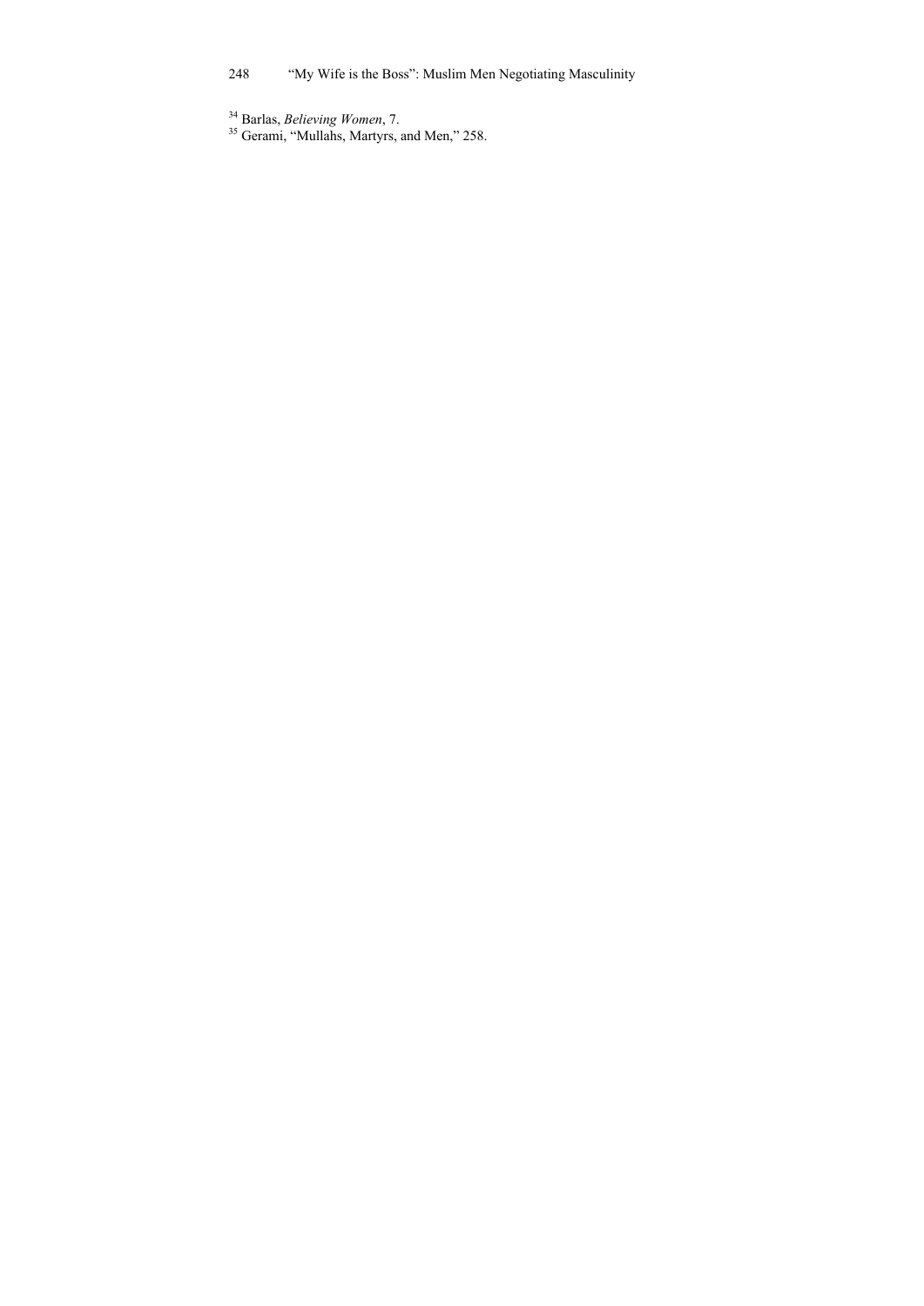[34] Barlas, *Believing Women*, 7.
[35] Gerami, "Mullahs, Martyrs, and Men," 258.